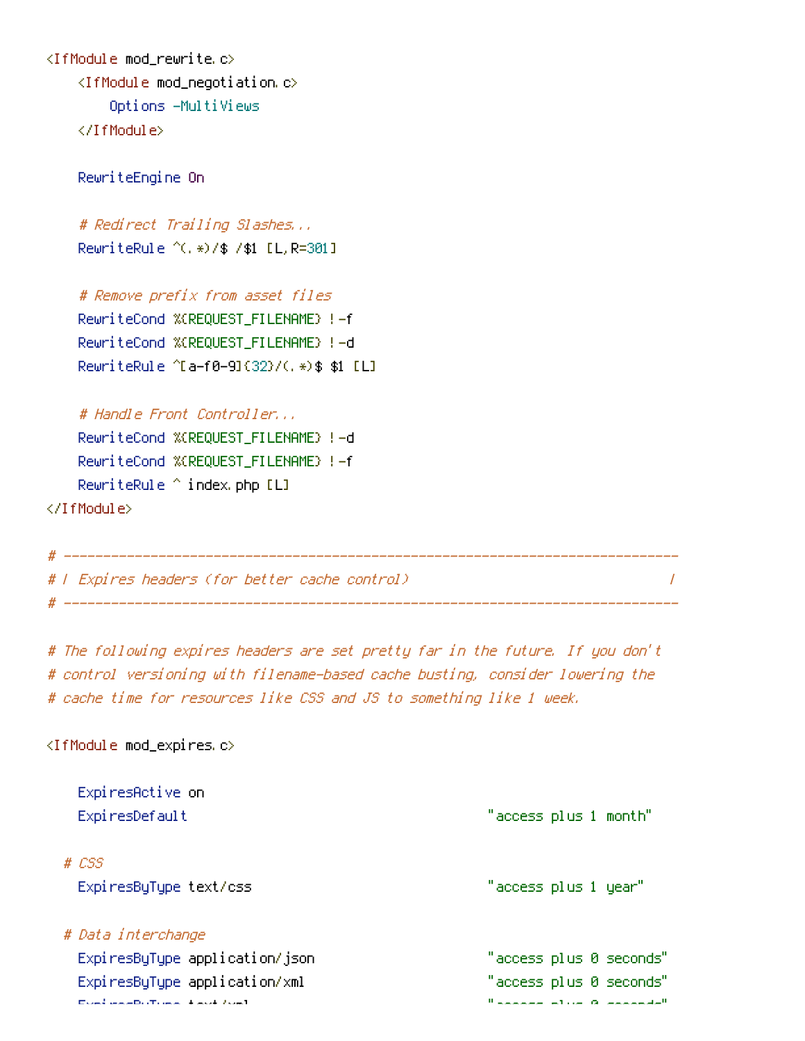```
<IfModule mod_rewrite.c>
    <IfModule mod_negotiation.c>
        Options -MultiViews
    </IfModule>

    RewriteEngine On

    # Redirect Trailing Slashes...
    RewriteRule ^(.*)/$ /$1 [L,R=301]

    # Remove prefix from asset files
    RewriteCond %{REQUEST_FILENAME} !-f
    RewriteCond %{REQUEST_FILENAME} !-d
    RewriteRule ^[a-f0-9]{32}/(.*)$ $1 [L]

    # Handle Front Controller...
    RewriteCond %{REQUEST_FILENAME} !-d
    RewriteCond %{REQUEST_FILENAME} !-f
    RewriteRule ^ index.php [L]
</IfModule>

# ------------------------------------------------------------------------------
# | Expires headers (for better cache control)                                 |
# ------------------------------------------------------------------------------

# The following expires headers are set pretty far in the future. If you don't
# control versioning with filename-based cache busting, consider lowering the
# cache time for resources like CSS and JS to something like 1 week.

<IfModule mod_expires.c>

    ExpiresActive on
    ExpiresDefault                                      "access plus 1 month"

  # CSS
    ExpiresByType text/css                              "access plus 1 year"

  # Data interchange
    ExpiresByType application/json                      "access plus 0 seconds"
    ExpiresByType application/xml                       "access plus 0 seconds"
    ExpiresByType text/xml                              "access plus 0 seconds"
```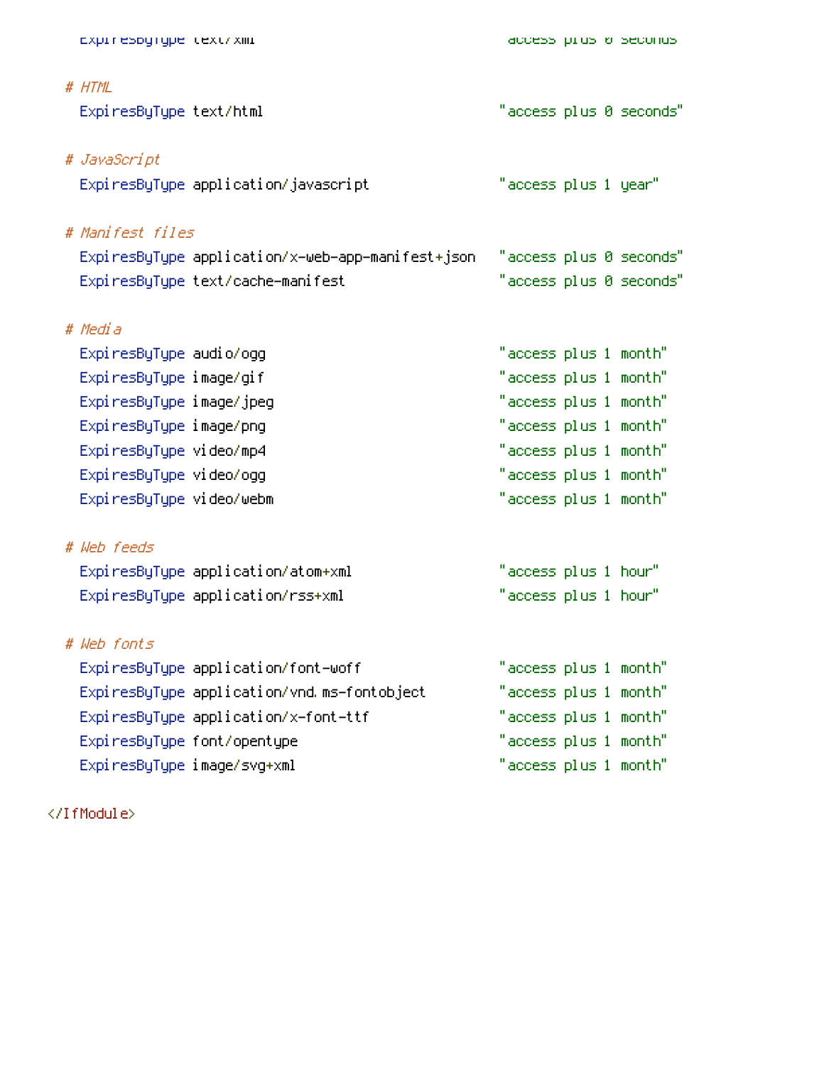```
    ExpiresByType text/xml                              "access plus 0 seconds"

  # HTML
    ExpiresByType text/html                             "access plus 0 seconds"

  # JavaScript
    ExpiresByType application/javascript                "access plus 1 year"

  # Manifest files
    ExpiresByType application/x-web-app-manifest+json   "access plus 0 seconds"
    ExpiresByType text/cache-manifest                   "access plus 0 seconds"

  # Media
    ExpiresByType audio/ogg                             "access plus 1 month"
    ExpiresByType image/gif                             "access plus 1 month"
    ExpiresByType image/jpeg                            "access plus 1 month"
    ExpiresByType image/png                             "access plus 1 month"
    ExpiresByType video/mp4                             "access plus 1 month"
    ExpiresByType video/ogg                             "access plus 1 month"
    ExpiresByType video/webm                            "access plus 1 month"

  # Web feeds
    ExpiresByType application/atom+xml                  "access plus 1 hour"
    ExpiresByType application/rss+xml                   "access plus 1 hour"

  # Web fonts
    ExpiresByType application/font-woff                 "access plus 1 month"
    ExpiresByType application/vnd.ms-fontobject         "access plus 1 month"
    ExpiresByType application/x-font-ttf                "access plus 1 month"
    ExpiresByType font/opentype                         "access plus 1 month"
    ExpiresByType image/svg+xml                         "access plus 1 month"

</IfModule>
```